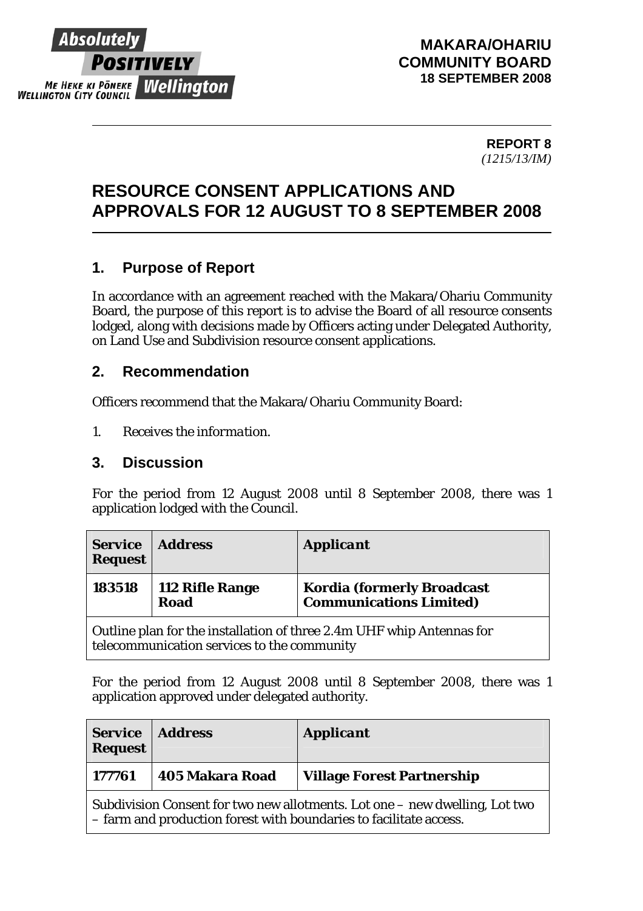**MAKARA/OHARIU COMMUNITY BOARD**
**18 SEPTEMBER 2008**

**REPORT 8**
*(1215/13/IM)*

# RESOURCE CONSENT APPLICATIONS AND APPROVALS FOR 12 AUGUST TO 8 SEPTEMBER 2008

## 1. Purpose of Report

In accordance with an agreement reached with the Makara/Ohariu Community Board, the purpose of this report is to advise the Board of all resource consents lodged, along with decisions made by Officers acting under Delegated Authority, on Land Use and Subdivision resource consent applications.

## 2. Recommendation

Officers recommend that the Makara/Ohariu Community Board:

1. *Receives the information.*

## 3. Discussion

For the period from 12 August 2008 until 8 September 2008, there was 1 application lodged with the Council.

| **Service Request** | **Address** | **Applicant** |
|---|---|---|
| **183518** | **112 Rifle Range Road** | **Kordia (formerly Broadcast Communications Limited)** |
| Outline plan for the installation of three 2.4m UHF whip Antennas for telecommunication services to the community | | |

For the period from 12 August 2008 until 8 September 2008, there was 1 application approved under delegated authority.

| **Service Request** | **Address** | **Applicant** |
|---|---|---|
| **177761** | **405 Makara Road** | **Village Forest Partnership** |
| Subdivision Consent for two new allotments. Lot one – new dwelling, Lot two – farm and production forest with boundaries to facilitate access. | | |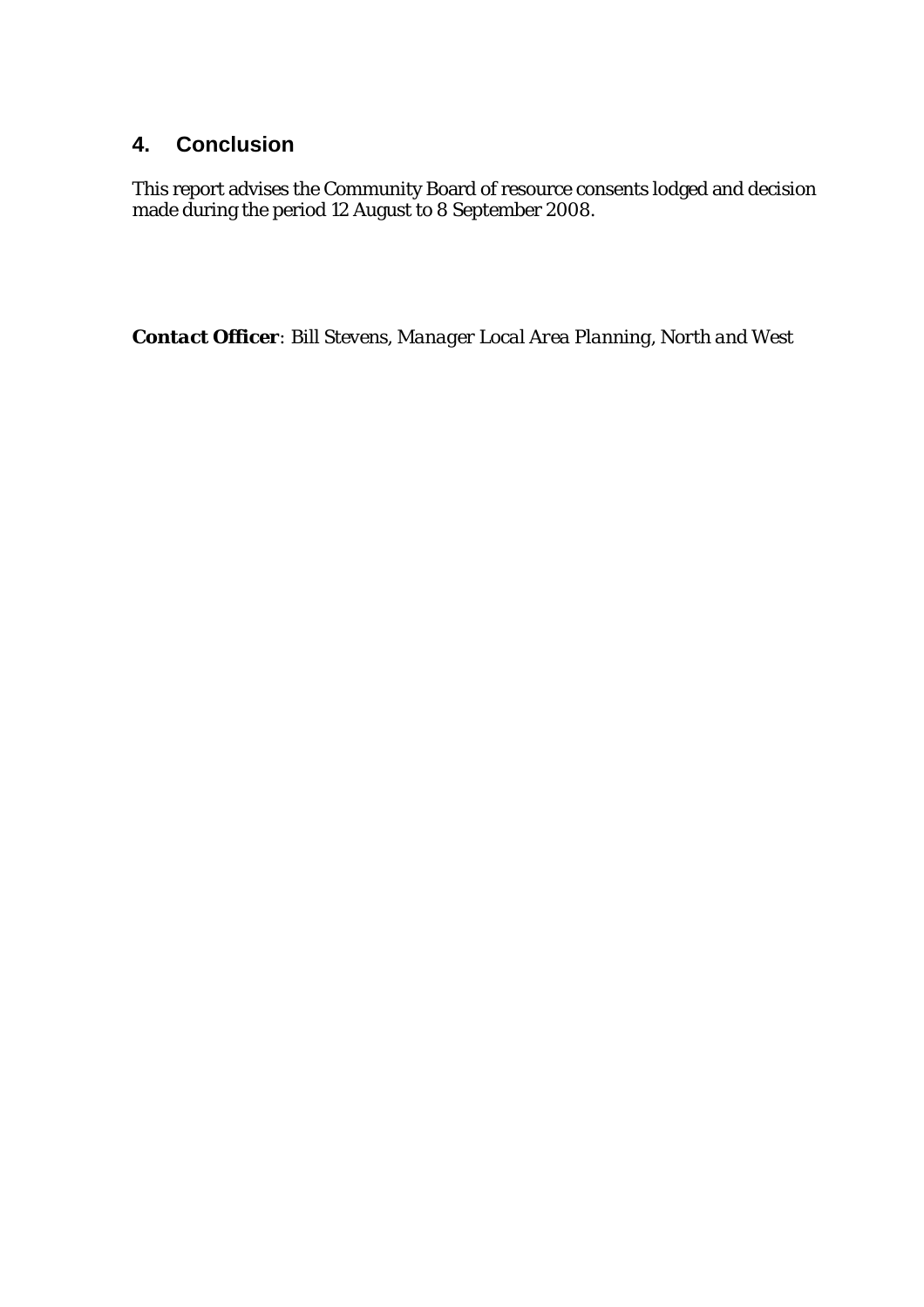## 4. Conclusion

This report advises the Community Board of resource consents lodged and decision made during the period 12 August to 8 September 2008.

***Contact Officer****: Bill Stevens, Manager Local Area Planning, North and West*